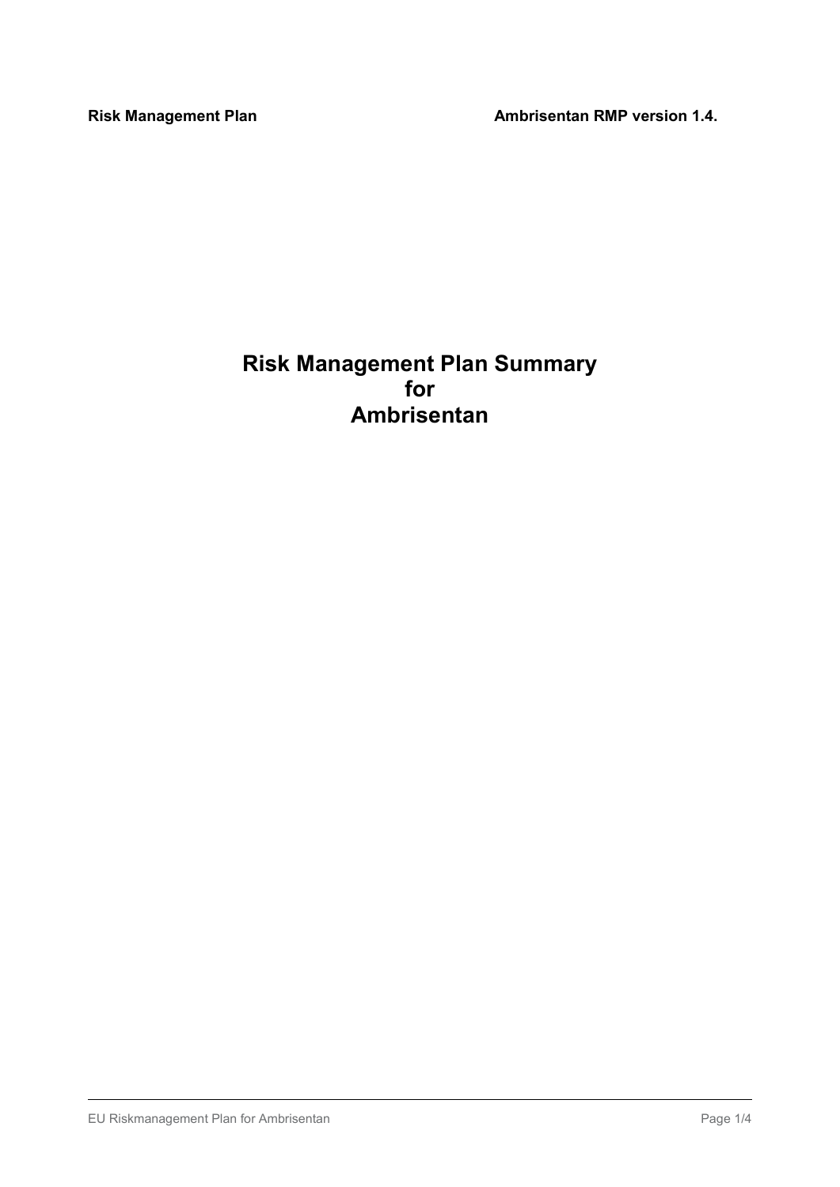# Risk Management Plan Summary for Ambrisentan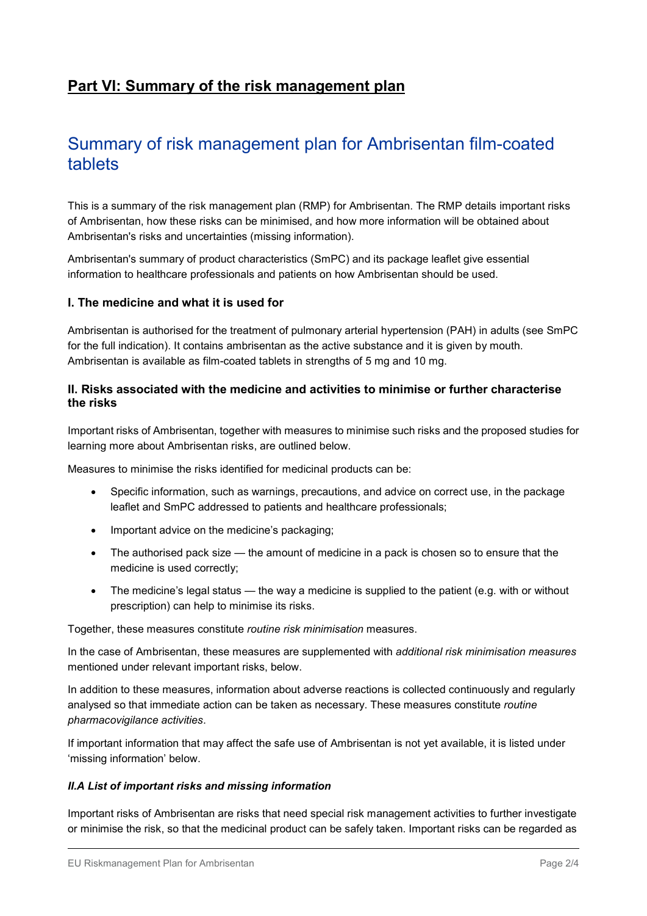# Part VI: Summary of the risk management plan

## Summary of risk management plan for Ambrisentan film-coated tablets

This is a summary of the risk management plan (RMP) for Ambrisentan. The RMP details important risks of Ambrisentan, how these risks can be minimised, and how more information will be obtained about Ambrisentan's risks and uncertainties (missing information).

Ambrisentan's summary of product characteristics (SmPC) and its package leaflet give essential information to healthcare professionals and patients on how Ambrisentan should be used.

### I. The medicine and what it is used for

Ambrisentan is authorised for the treatment of pulmonary arterial hypertension (PAH) in adults (see SmPC for the full indication). It contains ambrisentan as the active substance and it is given by mouth. Ambrisentan is available as film-coated tablets in strengths of 5 mg and 10 mg.

### II. Risks associated with the medicine and activities to minimise or further characterise the risks

Important risks of Ambrisentan, together with measures to minimise such risks and the proposed studies for learning more about Ambrisentan risks, are outlined below.

Measures to minimise the risks identified for medicinal products can be:

- Specific information, such as warnings, precautions, and advice on correct use, in the package leaflet and SmPC addressed to patients and healthcare professionals;
- Important advice on the medicine's packaging;
- The authorised pack size — the amount of medicine in a pack is chosen so to ensure that the medicine is used correctly;
- The medicine's legal status — the way a medicine is supplied to the patient (e.g. with or without prescription) can help to minimise its risks.

Together, these measures constitute *routine risk minimisation* measures.

In the case of Ambrisentan, these measures are supplemented with *additional risk minimisation measures* mentioned under relevant important risks, below.

In addition to these measures, information about adverse reactions is collected continuously and regularly analysed so that immediate action can be taken as necessary. These measures constitute *routine pharmacovigilance activities*.

If important information that may affect the safe use of Ambrisentan is not yet available, it is listed under 'missing information' below.

#### *II.A List of important risks and missing information*

Important risks of Ambrisentan are risks that need special risk management activities to further investigate or minimise the risk, so that the medicinal product can be safely taken. Important risks can be regarded as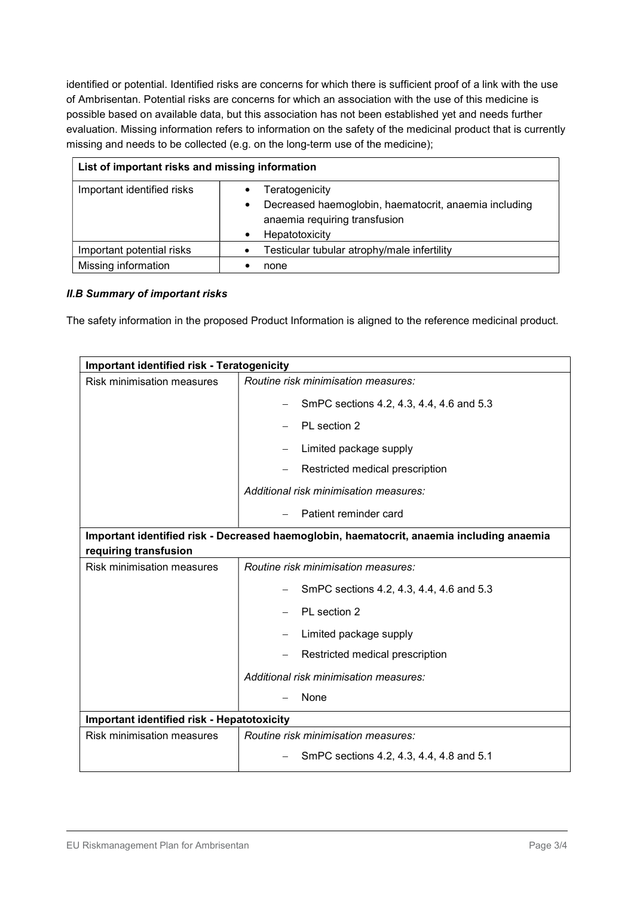identified or potential. Identified risks are concerns for which there is sufficient proof of a link with the use of Ambrisentan. Potential risks are concerns for which an association with the use of this medicine is possible based on available data, but this association has not been established yet and needs further evaluation. Missing information refers to information on the safety of the medicinal product that is currently missing and needs to be collected (e.g. on the long-term use of the medicine);

| List of important risks and missing information | |
|---|---|
| Important identified risks | • Teratogenicity<br>• Decreased haemoglobin, haematocrit, anaemia including anaemia requiring transfusion<br>• Hepatotoxicity |
| Important potential risks | • Testicular tubular atrophy/male infertility |
| Missing information | • none |

### *II.B Summary of important risks*

The safety information in the proposed Product Information is aligned to the reference medicinal product.

| Important identified risk - Teratogenicity | |
|---|---|
| Risk minimisation measures | *Routine risk minimisation measures:*<br>– SmPC sections 4.2, 4.3, 4.4, 4.6 and 5.3<br>– PL section 2<br>– Limited package supply<br>– Restricted medical prescription<br>*Additional risk minimisation measures:*<br>– Patient reminder card |
| **Important identified risk - Decreased haemoglobin, haematocrit, anaemia including anaemia requiring transfusion** | |
| Risk minimisation measures | *Routine risk minimisation measures:*<br>– SmPC sections 4.2, 4.3, 4.4, 4.6 and 5.3<br>– PL section 2<br>– Limited package supply<br>– Restricted medical prescription<br>*Additional risk minimisation measures:*<br>– None |
| **Important identified risk - Hepatotoxicity** | |
| Risk minimisation measures | *Routine risk minimisation measures:*<br>– SmPC sections 4.2, 4.3, 4.4, 4.8 and 5.1 |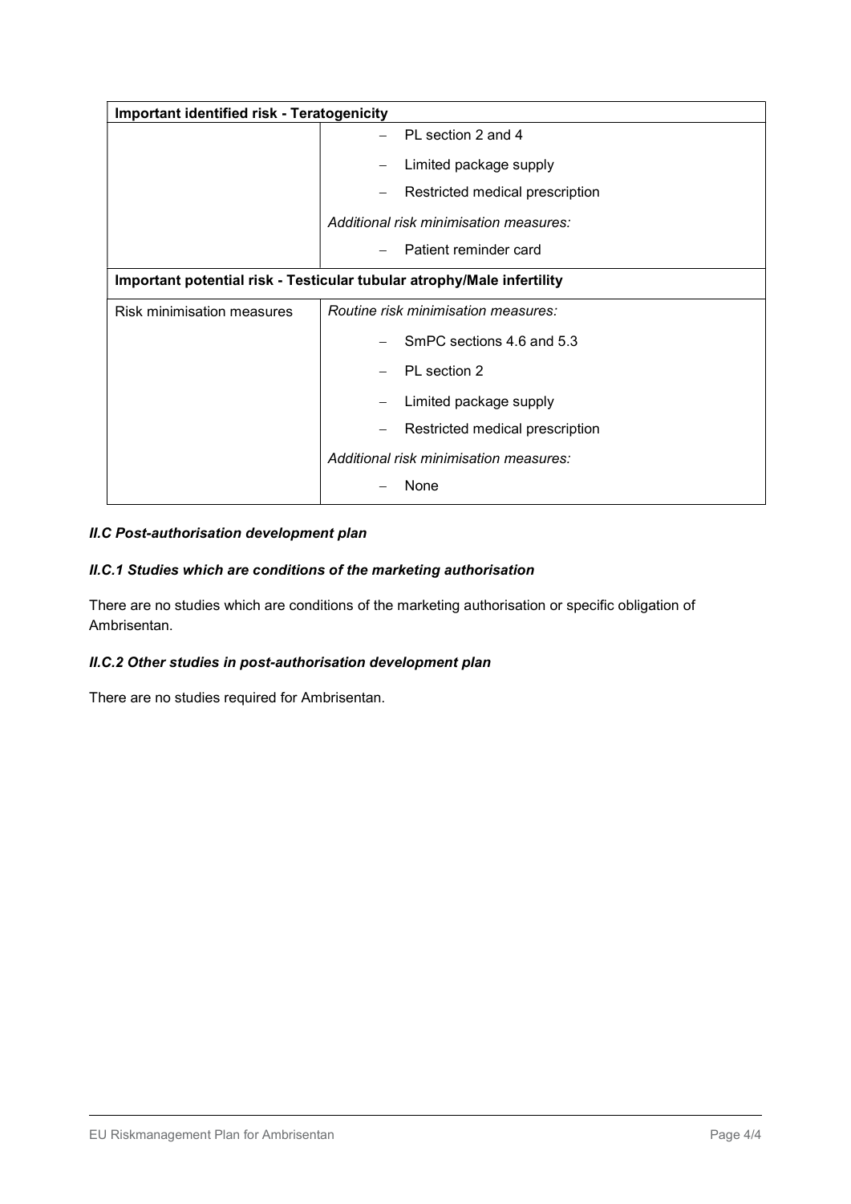| Important identified risk - Teratogenicity | |
|---|---|
| | – PL section 2 and 4<br>– Limited package supply<br>– Restricted medical prescription<br>*Additional risk minimisation measures:*<br>– Patient reminder card |
| **Important potential risk - Testicular tubular atrophy/Male infertility** | |
| Risk minimisation measures | *Routine risk minimisation measures:*<br>– SmPC sections 4.6 and 5.3<br>– PL section 2<br>– Limited package supply<br>– Restricted medical prescription<br>*Additional risk minimisation measures:*<br>– None |

### *II.C Post-authorisation development plan*

### *II.C.1 Studies which are conditions of the marketing authorisation*

There are no studies which are conditions of the marketing authorisation or specific obligation of Ambrisentan.

### *II.C.2 Other studies in post-authorisation development plan*

There are no studies required for Ambrisentan.